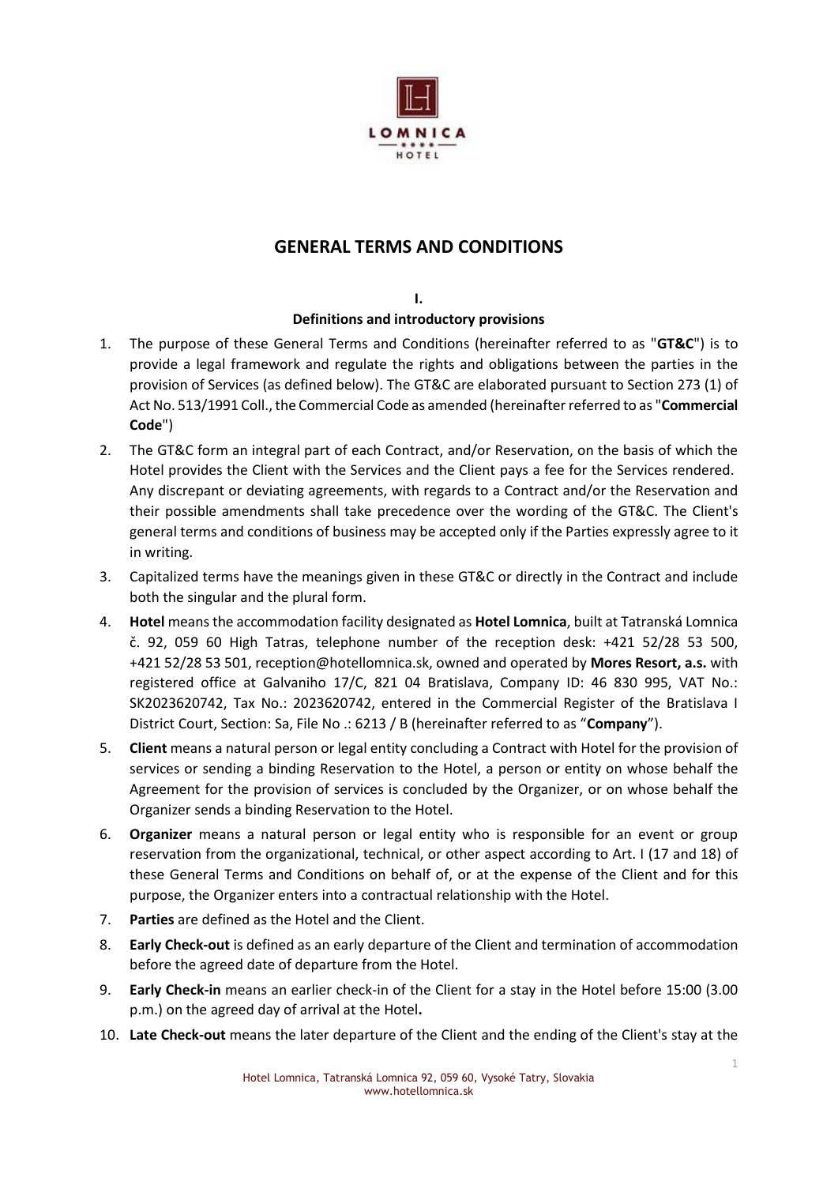# GENERAL TERMS AND CONDITIONS

## I.
## Definitions and introductory provisions

1. The purpose of these General Terms and Conditions (hereinafter referred to as "**GT&C**") is to provide a legal framework and regulate the rights and obligations between the parties in the provision of Services (as defined below). The GT&C are elaborated pursuant to Section 273 (1) of Act No. 513/1991 Coll., the Commercial Code as amended (hereinafter referred to as "**Commercial Code**")
2. The GT&C form an integral part of each Contract, and/or Reservation, on the basis of which the Hotel provides the Client with the Services and the Client pays a fee for the Services rendered. Any discrepant or deviating agreements, with regards to a Contract and/or the Reservation and their possible amendments shall take precedence over the wording of the GT&C. The Client's general terms and conditions of business may be accepted only if the Parties expressly agree to it in writing.
3. Capitalized terms have the meanings given in these GT&C or directly in the Contract and include both the singular and the plural form.
4. **Hotel** means the accommodation facility designated as **Hotel Lomnica**, built at Tatranská Lomnica č. 92, 059 60 High Tatras, telephone number of the reception desk: +421 52/28 53 500, +421 52/28 53 501, reception@hotellomnica.sk, owned and operated by **Mores Resort, a.s.** with registered office at Galvaniho 17/C, 821 04 Bratislava, Company ID: 46 830 995, VAT No.: SK2023620742, Tax No.: 2023620742, entered in the Commercial Register of the Bratislava I District Court, Section: Sa, File No .: 6213 / B (hereinafter referred to as "**Company**").
5. **Client** means a natural person or legal entity concluding a Contract with Hotel for the provision of services or sending a binding Reservation to the Hotel, a person or entity on whose behalf the Agreement for the provision of services is concluded by the Organizer, or on whose behalf the Organizer sends a binding Reservation to the Hotel.
6. **Organizer** means a natural person or legal entity who is responsible for an event or group reservation from the organizational, technical, or other aspect according to Art. I (17 and 18) of these General Terms and Conditions on behalf of, or at the expense of the Client and for this purpose, the Organizer enters into a contractual relationship with the Hotel.
7. **Parties** are defined as the Hotel and the Client.
8. **Early Check-out** is defined as an early departure of the Client and termination of accommodation before the agreed date of departure from the Hotel.
9. **Early Check-in** means an earlier check-in of the Client for a stay in the Hotel before 15:00 (3.00 p.m.) on the agreed day of arrival at the Hotel**.**
10. **Late Check-out** means the later departure of the Client and the ending of the Client's stay at the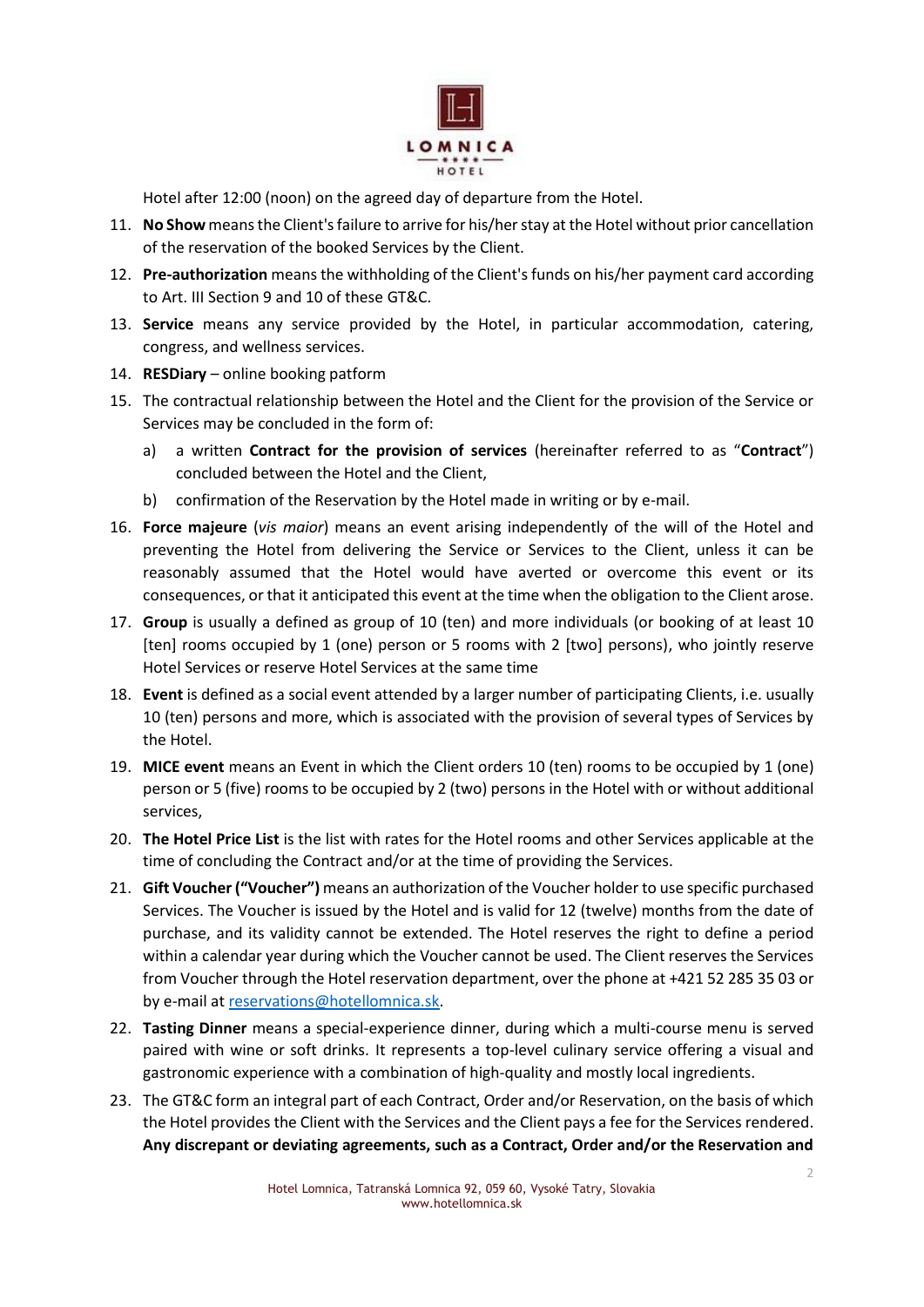Hotel after 12:00 (noon) on the agreed day of departure from the Hotel.

11. **No Show** means the Client's failure to arrive for his/her stay at the Hotel without prior cancellation of the reservation of the booked Services by the Client.
12. **Pre-authorization** means the withholding of the Client's funds on his/her payment card according to Art. III Section 9 and 10 of these GT&C.
13. **Service** means any service provided by the Hotel, in particular accommodation, catering, congress, and wellness services.
14. **RESDiary** – online booking patform
15. The contractual relationship between the Hotel and the Client for the provision of the Service or Services may be concluded in the form of:
    a) a written **Contract for the provision of services** (hereinafter referred to as "**Contract**") concluded between the Hotel and the Client,
    b) confirmation of the Reservation by the Hotel made in writing or by e-mail.
16. **Force majeure** (*vis maior*) means an event arising independently of the will of the Hotel and preventing the Hotel from delivering the Service or Services to the Client, unless it can be reasonably assumed that the Hotel would have averted or overcome this event or its consequences, or that it anticipated this event at the time when the obligation to the Client arose.
17. **Group** is usually a defined as group of 10 (ten) and more individuals (or booking of at least 10 [ten] rooms occupied by 1 (one) person or 5 rooms with 2 [two] persons), who jointly reserve Hotel Services or reserve Hotel Services at the same time
18. **Event** is defined as a social event attended by a larger number of participating Clients, i.e. usually 10 (ten) persons and more, which is associated with the provision of several types of Services by the Hotel.
19. **MICE event** means an Event in which the Client orders 10 (ten) rooms to be occupied by 1 (one) person or 5 (five) rooms to be occupied by 2 (two) persons in the Hotel with or without additional services,
20. **The Hotel Price List** is the list with rates for the Hotel rooms and other Services applicable at the time of concluding the Contract and/or at the time of providing the Services.
21. **Gift Voucher ("Voucher")** means an authorization of the Voucher holder to use specific purchased Services. The Voucher is issued by the Hotel and is valid for 12 (twelve) months from the date of purchase, and its validity cannot be extended. The Hotel reserves the right to define a period within a calendar year during which the Voucher cannot be used. The Client reserves the Services from Voucher through the Hotel reservation department, over the phone at +421 52 285 35 03 or by e-mail at reservations@hotellomnica.sk.
22. **Tasting Dinner** means a special-experience dinner, during which a multi-course menu is served paired with wine or soft drinks. It represents a top-level culinary service offering a visual and gastronomic experience with a combination of high-quality and mostly local ingredients.
23. The GT&C form an integral part of each Contract, Order and/or Reservation, on the basis of which the Hotel provides the Client with the Services and the Client pays a fee for the Services rendered. **Any discrepant or deviating agreements, such as a Contract, Order and/or the Reservation and**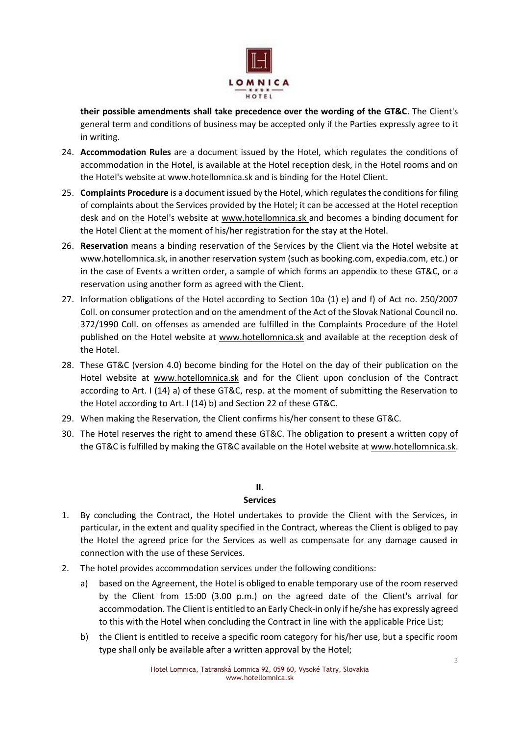**their possible amendments shall take precedence over the wording of the GT&C**. The Client's general term and conditions of business may be accepted only if the Parties expressly agree to it in writing.

24. **Accommodation Rules** are a document issued by the Hotel, which regulates the conditions of accommodation in the Hotel, is available at the Hotel reception desk, in the Hotel rooms and on the Hotel's website at www.hotellomnica.sk and is binding for the Hotel Client.
25. **Complaints Procedure** is a document issued by the Hotel, which regulates the conditions for filing of complaints about the Services provided by the Hotel; it can be accessed at the Hotel reception desk and on the Hotel's website at www.hotellomnica.sk and becomes a binding document for the Hotel Client at the moment of his/her registration for the stay at the Hotel.
26. **Reservation** means a binding reservation of the Services by the Client via the Hotel website at www.hotellomnica.sk, in another reservation system (such as booking.com, expedia.com, etc.) or in the case of Events a written order, a sample of which forms an appendix to these GT&C, or a reservation using another form as agreed with the Client.
27. Information obligations of the Hotel according to Section 10a (1) e) and f) of Act no. 250/2007 Coll. on consumer protection and on the amendment of the Act of the Slovak National Council no. 372/1990 Coll. on offenses as amended are fulfilled in the Complaints Procedure of the Hotel published on the Hotel website at www.hotellomnica.sk and available at the reception desk of the Hotel.
28. These GT&C (version 4.0) become binding for the Hotel on the day of their publication on the Hotel website at www.hotellomnica.sk and for the Client upon conclusion of the Contract according to Art. I (14) a) of these GT&C, resp. at the moment of submitting the Reservation to the Hotel according to Art. I (14) b) and Section 22 of these GT&C.
29. When making the Reservation, the Client confirms his/her consent to these GT&C.
30. The Hotel reserves the right to amend these GT&C. The obligation to present a written copy of the GT&C is fulfilled by making the GT&C available on the Hotel website at www.hotellomnica.sk.

## II.
## Services

1. By concluding the Contract, the Hotel undertakes to provide the Client with the Services, in particular, in the extent and quality specified in the Contract, whereas the Client is obliged to pay the Hotel the agreed price for the Services as well as compensate for any damage caused in connection with the use of these Services.
2. The hotel provides accommodation services under the following conditions:
   a) based on the Agreement, the Hotel is obliged to enable temporary use of the room reserved by the Client from 15:00 (3.00 p.m.) on the agreed date of the Client's arrival for accommodation. The Client is entitled to an Early Check-in only if he/she has expressly agreed to this with the Hotel when concluding the Contract in line with the applicable Price List;
   b) the Client is entitled to receive a specific room category for his/her use, but a specific room type shall only be available after a written approval by the Hotel;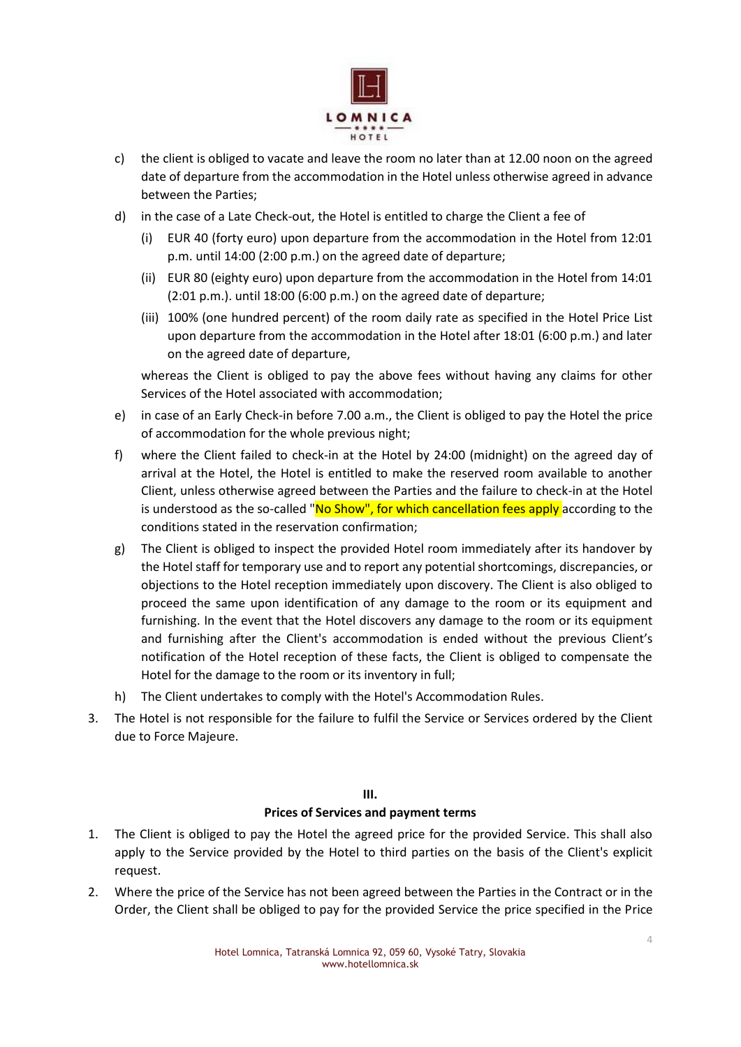c) the client is obliged to vacate and leave the room no later than at 12.00 noon on the agreed date of departure from the accommodation in the Hotel unless otherwise agreed in advance between the Parties;

d) in the case of a Late Check-out, the Hotel is entitled to charge the Client a fee of

   (i) EUR 40 (forty euro) upon departure from the accommodation in the Hotel from 12:01 p.m. until 14:00 (2:00 p.m.) on the agreed date of departure;

   (ii) EUR 80 (eighty euro) upon departure from the accommodation in the Hotel from 14:01 (2:01 p.m.). until 18:00 (6:00 p.m.) on the agreed date of departure;

   (iii) 100% (one hundred percent) of the room daily rate as specified in the Hotel Price List upon departure from the accommodation in the Hotel after 18:01 (6:00 p.m.) and later on the agreed date of departure,

   whereas the Client is obliged to pay the above fees without having any claims for other Services of the Hotel associated with accommodation;

e) in case of an Early Check-in before 7.00 a.m., the Client is obliged to pay the Hotel the price of accommodation for the whole previous night;

f) where the Client failed to check-in at the Hotel by 24:00 (midnight) on the agreed day of arrival at the Hotel, the Hotel is entitled to make the reserved room available to another Client, unless otherwise agreed between the Parties and the failure to check-in at the Hotel is understood as the so-called "No Show", for which cancellation fees apply according to the conditions stated in the reservation confirmation;

g) The Client is obliged to inspect the provided Hotel room immediately after its handover by the Hotel staff for temporary use and to report any potential shortcomings, discrepancies, or objections to the Hotel reception immediately upon discovery. The Client is also obliged to proceed the same upon identification of any damage to the room or its equipment and furnishing. In the event that the Hotel discovers any damage to the room or its equipment and furnishing after the Client's accommodation is ended without the previous Client's notification of the Hotel reception of these facts, the Client is obliged to compensate the Hotel for the damage to the room or its inventory in full;

h) The Client undertakes to comply with the Hotel's Accommodation Rules.

3. The Hotel is not responsible for the failure to fulfil the Service or Services ordered by the Client due to Force Majeure.

## III.

## Prices of Services and payment terms

1. The Client is obliged to pay the Hotel the agreed price for the provided Service. This shall also apply to the Service provided by the Hotel to third parties on the basis of the Client's explicit request.

2. Where the price of the Service has not been agreed between the Parties in the Contract or in the Order, the Client shall be obliged to pay for the provided Service the price specified in the Price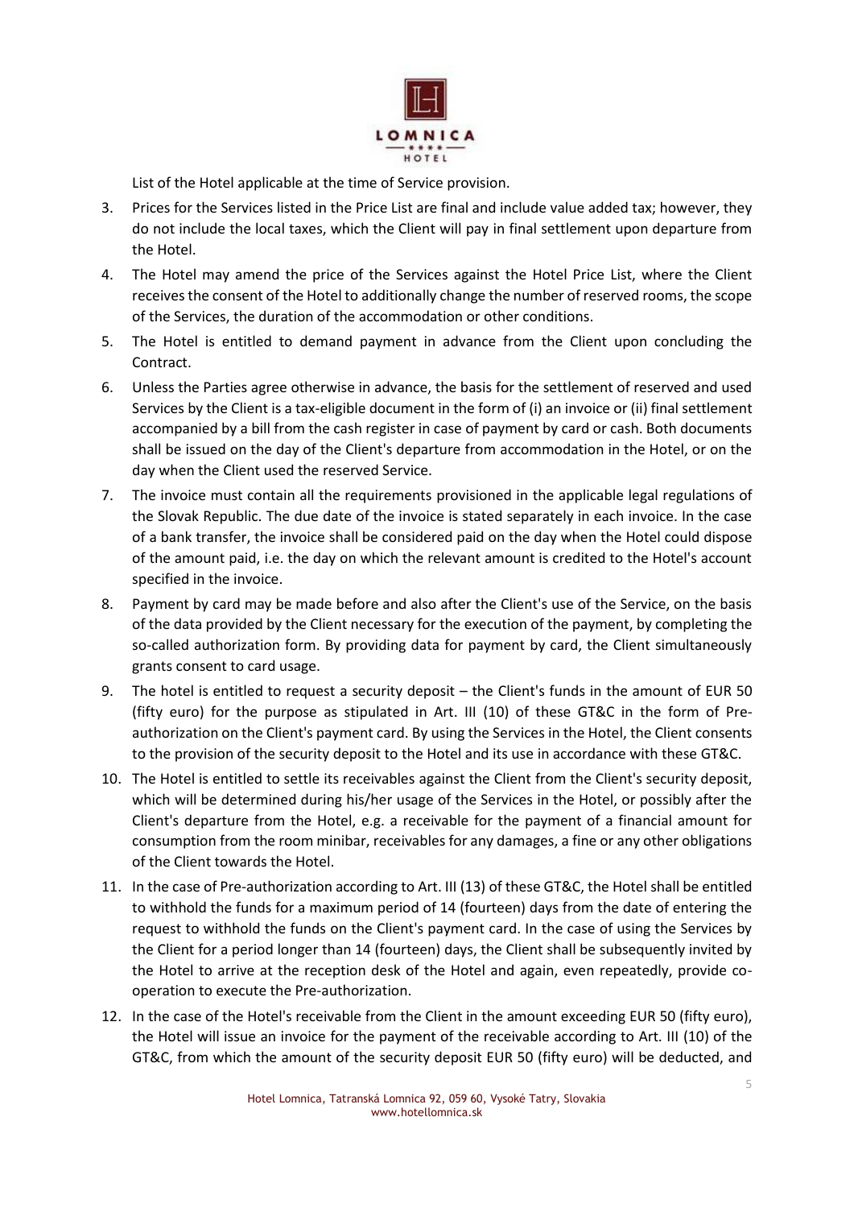List of the Hotel applicable at the time of Service provision.

3. Prices for the Services listed in the Price List are final and include value added tax; however, they do not include the local taxes, which the Client will pay in final settlement upon departure from the Hotel.
4. The Hotel may amend the price of the Services against the Hotel Price List, where the Client receives the consent of the Hotel to additionally change the number of reserved rooms, the scope of the Services, the duration of the accommodation or other conditions.
5. The Hotel is entitled to demand payment in advance from the Client upon concluding the Contract.
6. Unless the Parties agree otherwise in advance, the basis for the settlement of reserved and used Services by the Client is a tax-eligible document in the form of (i) an invoice or (ii) final settlement accompanied by a bill from the cash register in case of payment by card or cash. Both documents shall be issued on the day of the Client's departure from accommodation in the Hotel, or on the day when the Client used the reserved Service.
7. The invoice must contain all the requirements provisioned in the applicable legal regulations of the Slovak Republic. The due date of the invoice is stated separately in each invoice. In the case of a bank transfer, the invoice shall be considered paid on the day when the Hotel could dispose of the amount paid, i.e. the day on which the relevant amount is credited to the Hotel's account specified in the invoice.
8. Payment by card may be made before and also after the Client's use of the Service, on the basis of the data provided by the Client necessary for the execution of the payment, by completing the so-called authorization form. By providing data for payment by card, the Client simultaneously grants consent to card usage.
9. The hotel is entitled to request a security deposit – the Client's funds in the amount of EUR 50 (fifty euro) for the purpose as stipulated in Art. III (10) of these GT&C in the form of Pre-authorization on the Client's payment card. By using the Services in the Hotel, the Client consents to the provision of the security deposit to the Hotel and its use in accordance with these GT&C.
10. The Hotel is entitled to settle its receivables against the Client from the Client's security deposit, which will be determined during his/her usage of the Services in the Hotel, or possibly after the Client's departure from the Hotel, e.g. a receivable for the payment of a financial amount for consumption from the room minibar, receivables for any damages, a fine or any other obligations of the Client towards the Hotel.
11. In the case of Pre-authorization according to Art. III (13) of these GT&C, the Hotel shall be entitled to withhold the funds for a maximum period of 14 (fourteen) days from the date of entering the request to withhold the funds on the Client's payment card. In the case of using the Services by the Client for a period longer than 14 (fourteen) days, the Client shall be subsequently invited by the Hotel to arrive at the reception desk of the Hotel and again, even repeatedly, provide co-operation to execute the Pre-authorization.
12. In the case of the Hotel's receivable from the Client in the amount exceeding EUR 50 (fifty euro), the Hotel will issue an invoice for the payment of the receivable according to Art. III (10) of the GT&C, from which the amount of the security deposit EUR 50 (fifty euro) will be deducted, and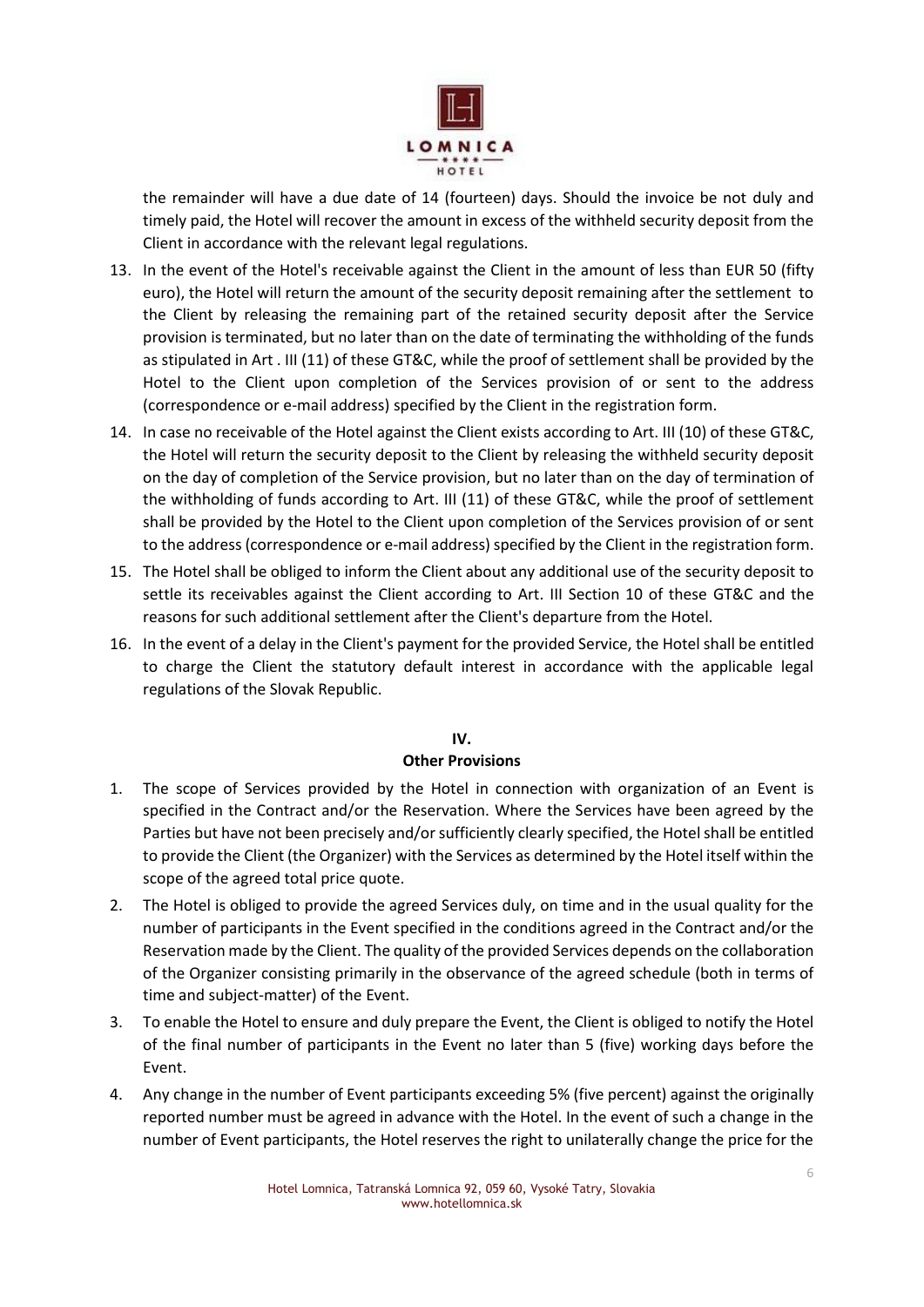the remainder will have a due date of 14 (fourteen) days. Should the invoice be not duly and timely paid, the Hotel will recover the amount in excess of the withheld security deposit from the Client in accordance with the relevant legal regulations.

13. In the event of the Hotel's receivable against the Client in the amount of less than EUR 50 (fifty euro), the Hotel will return the amount of the security deposit remaining after the settlement to the Client by releasing the remaining part of the retained security deposit after the Service provision is terminated, but no later than on the date of terminating the withholding of the funds as stipulated in Art . III (11) of these GT&C, while the proof of settlement shall be provided by the Hotel to the Client upon completion of the Services provision of or sent to the address (correspondence or e-mail address) specified by the Client in the registration form.
14. In case no receivable of the Hotel against the Client exists according to Art. III (10) of these GT&C, the Hotel will return the security deposit to the Client by releasing the withheld security deposit on the day of completion of the Service provision, but no later than on the day of termination of the withholding of funds according to Art. III (11) of these GT&C, while the proof of settlement shall be provided by the Hotel to the Client upon completion of the Services provision of or sent to the address (correspondence or e-mail address) specified by the Client in the registration form.
15. The Hotel shall be obliged to inform the Client about any additional use of the security deposit to settle its receivables against the Client according to Art. III Section 10 of these GT&C and the reasons for such additional settlement after the Client's departure from the Hotel.
16. In the event of a delay in the Client's payment for the provided Service, the Hotel shall be entitled to charge the Client the statutory default interest in accordance with the applicable legal regulations of the Slovak Republic.

## IV.
## Other Provisions

1. The scope of Services provided by the Hotel in connection with organization of an Event is specified in the Contract and/or the Reservation. Where the Services have been agreed by the Parties but have not been precisely and/or sufficiently clearly specified, the Hotel shall be entitled to provide the Client (the Organizer) with the Services as determined by the Hotel itself within the scope of the agreed total price quote.
2. The Hotel is obliged to provide the agreed Services duly, on time and in the usual quality for the number of participants in the Event specified in the conditions agreed in the Contract and/or the Reservation made by the Client. The quality of the provided Services depends on the collaboration of the Organizer consisting primarily in the observance of the agreed schedule (both in terms of time and subject-matter) of the Event.
3. To enable the Hotel to ensure and duly prepare the Event, the Client is obliged to notify the Hotel of the final number of participants in the Event no later than 5 (five) working days before the Event.
4. Any change in the number of Event participants exceeding 5% (five percent) against the originally reported number must be agreed in advance with the Hotel. In the event of such a change in the number of Event participants, the Hotel reserves the right to unilaterally change the price for the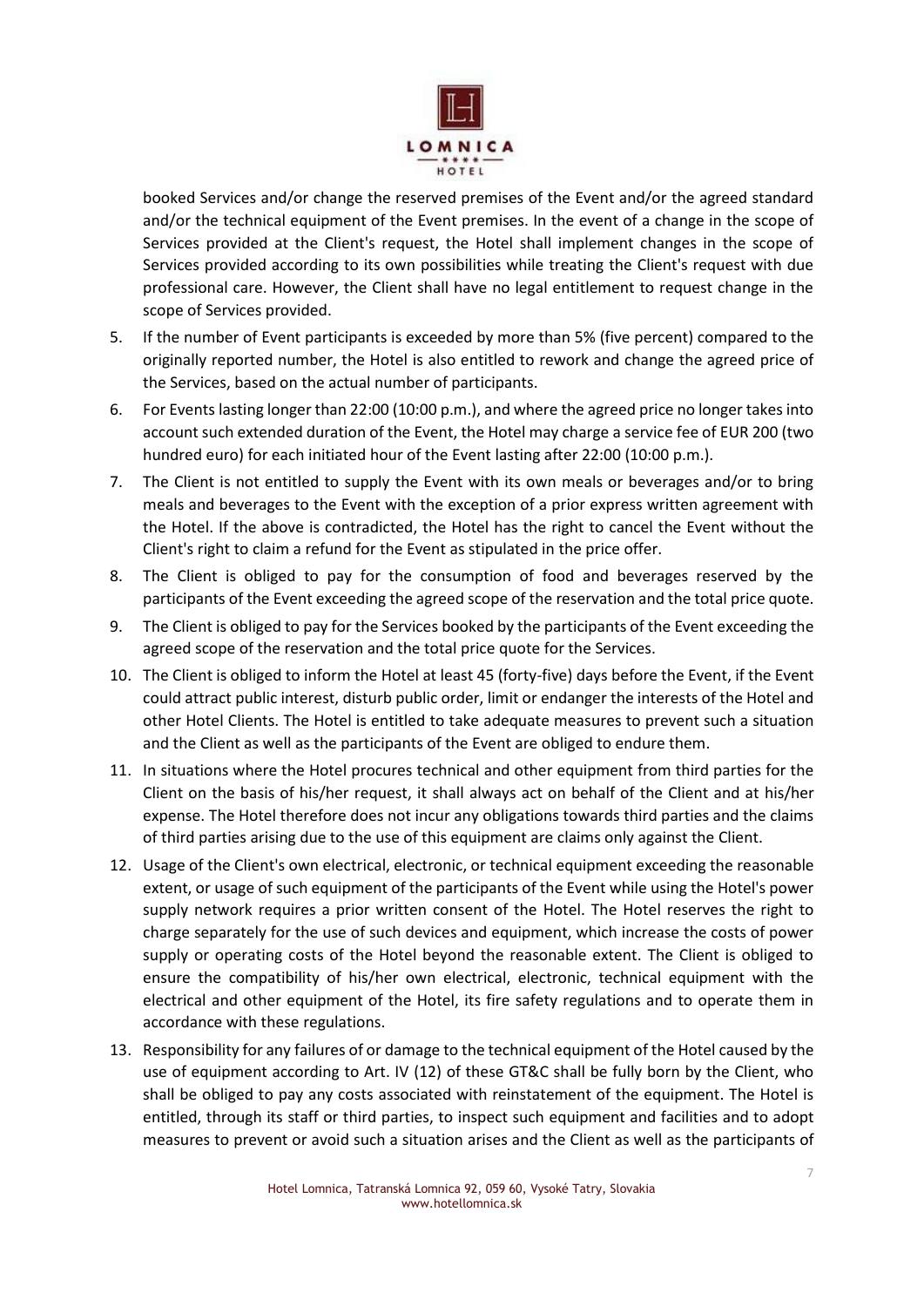booked Services and/or change the reserved premises of the Event and/or the agreed standard and/or the technical equipment of the Event premises. In the event of a change in the scope of Services provided at the Client's request, the Hotel shall implement changes in the scope of Services provided according to its own possibilities while treating the Client's request with due professional care. However, the Client shall have no legal entitlement to request change in the scope of Services provided.

5. If the number of Event participants is exceeded by more than 5% (five percent) compared to the originally reported number, the Hotel is also entitled to rework and change the agreed price of the Services, based on the actual number of participants.
6. For Events lasting longer than 22:00 (10:00 p.m.), and where the agreed price no longer takes into account such extended duration of the Event, the Hotel may charge a service fee of EUR 200 (two hundred euro) for each initiated hour of the Event lasting after 22:00 (10:00 p.m.).
7. The Client is not entitled to supply the Event with its own meals or beverages and/or to bring meals and beverages to the Event with the exception of a prior express written agreement with the Hotel. If the above is contradicted, the Hotel has the right to cancel the Event without the Client's right to claim a refund for the Event as stipulated in the price offer.
8. The Client is obliged to pay for the consumption of food and beverages reserved by the participants of the Event exceeding the agreed scope of the reservation and the total price quote.
9. The Client is obliged to pay for the Services booked by the participants of the Event exceeding the agreed scope of the reservation and the total price quote for the Services.
10. The Client is obliged to inform the Hotel at least 45 (forty-five) days before the Event, if the Event could attract public interest, disturb public order, limit or endanger the interests of the Hotel and other Hotel Clients. The Hotel is entitled to take adequate measures to prevent such a situation and the Client as well as the participants of the Event are obliged to endure them.
11. In situations where the Hotel procures technical and other equipment from third parties for the Client on the basis of his/her request, it shall always act on behalf of the Client and at his/her expense. The Hotel therefore does not incur any obligations towards third parties and the claims of third parties arising due to the use of this equipment are claims only against the Client.
12. Usage of the Client's own electrical, electronic, or technical equipment exceeding the reasonable extent, or usage of such equipment of the participants of the Event while using the Hotel's power supply network requires a prior written consent of the Hotel. The Hotel reserves the right to charge separately for the use of such devices and equipment, which increase the costs of power supply or operating costs of the Hotel beyond the reasonable extent. The Client is obliged to ensure the compatibility of his/her own electrical, electronic, technical equipment with the electrical and other equipment of the Hotel, its fire safety regulations and to operate them in accordance with these regulations.
13. Responsibility for any failures of or damage to the technical equipment of the Hotel caused by the use of equipment according to Art. IV (12) of these GT&C shall be fully born by the Client, who shall be obliged to pay any costs associated with reinstatement of the equipment. The Hotel is entitled, through its staff or third parties, to inspect such equipment and facilities and to adopt measures to prevent or avoid such a situation arises and the Client as well as the participants of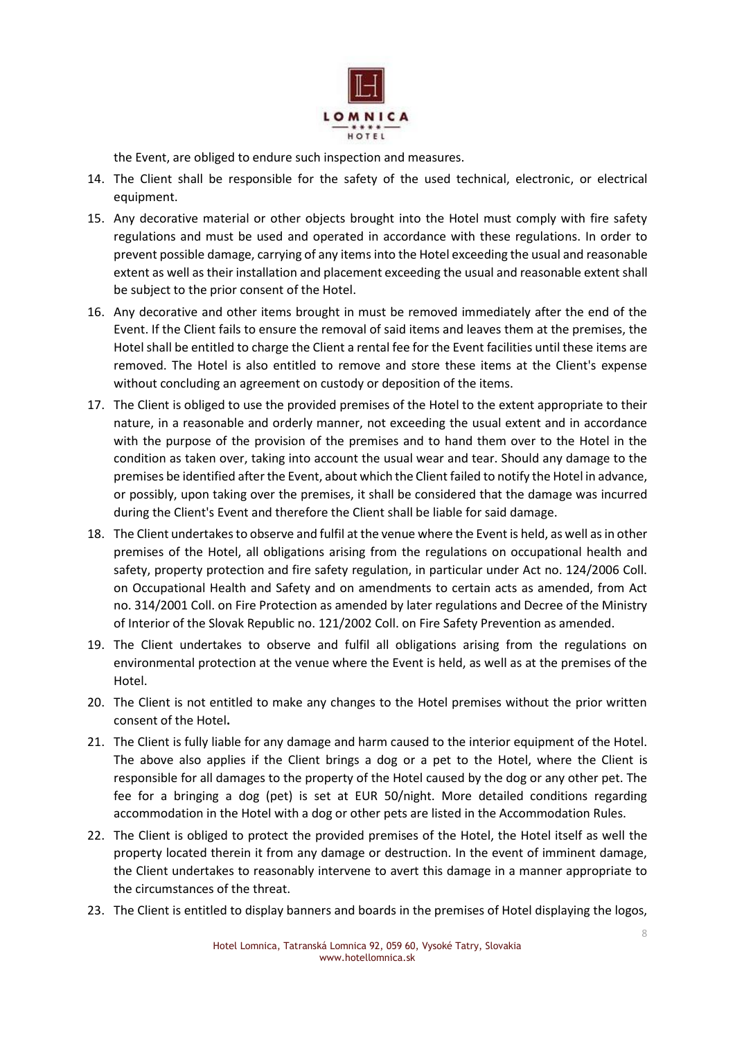the Event, are obliged to endure such inspection and measures.

14. The Client shall be responsible for the safety of the used technical, electronic, or electrical equipment.
15. Any decorative material or other objects brought into the Hotel must comply with fire safety regulations and must be used and operated in accordance with these regulations. In order to prevent possible damage, carrying of any items into the Hotel exceeding the usual and reasonable extent as well as their installation and placement exceeding the usual and reasonable extent shall be subject to the prior consent of the Hotel.
16. Any decorative and other items brought in must be removed immediately after the end of the Event. If the Client fails to ensure the removal of said items and leaves them at the premises, the Hotel shall be entitled to charge the Client a rental fee for the Event facilities until these items are removed. The Hotel is also entitled to remove and store these items at the Client's expense without concluding an agreement on custody or deposition of the items.
17. The Client is obliged to use the provided premises of the Hotel to the extent appropriate to their nature, in a reasonable and orderly manner, not exceeding the usual extent and in accordance with the purpose of the provision of the premises and to hand them over to the Hotel in the condition as taken over, taking into account the usual wear and tear. Should any damage to the premises be identified after the Event, about which the Client failed to notify the Hotel in advance, or possibly, upon taking over the premises, it shall be considered that the damage was incurred during the Client's Event and therefore the Client shall be liable for said damage.
18. The Client undertakes to observe and fulfil at the venue where the Event is held, as well as in other premises of the Hotel, all obligations arising from the regulations on occupational health and safety, property protection and fire safety regulation, in particular under Act no. 124/2006 Coll. on Occupational Health and Safety and on amendments to certain acts as amended, from Act no. 314/2001 Coll. on Fire Protection as amended by later regulations and Decree of the Ministry of Interior of the Slovak Republic no. 121/2002 Coll. on Fire Safety Prevention as amended.
19. The Client undertakes to observe and fulfil all obligations arising from the regulations on environmental protection at the venue where the Event is held, as well as at the premises of the Hotel.
20. The Client is not entitled to make any changes to the Hotel premises without the prior written consent of the Hotel**.**
21. The Client is fully liable for any damage and harm caused to the interior equipment of the Hotel. The above also applies if the Client brings a dog or a pet to the Hotel, where the Client is responsible for all damages to the property of the Hotel caused by the dog or any other pet. The fee for a bringing a dog (pet) is set at EUR 50/night. More detailed conditions regarding accommodation in the Hotel with a dog or other pets are listed in the Accommodation Rules.
22. The Client is obliged to protect the provided premises of the Hotel, the Hotel itself as well the property located therein it from any damage or destruction. In the event of imminent damage, the Client undertakes to reasonably intervene to avert this damage in a manner appropriate to the circumstances of the threat.
23. The Client is entitled to display banners and boards in the premises of Hotel displaying the logos,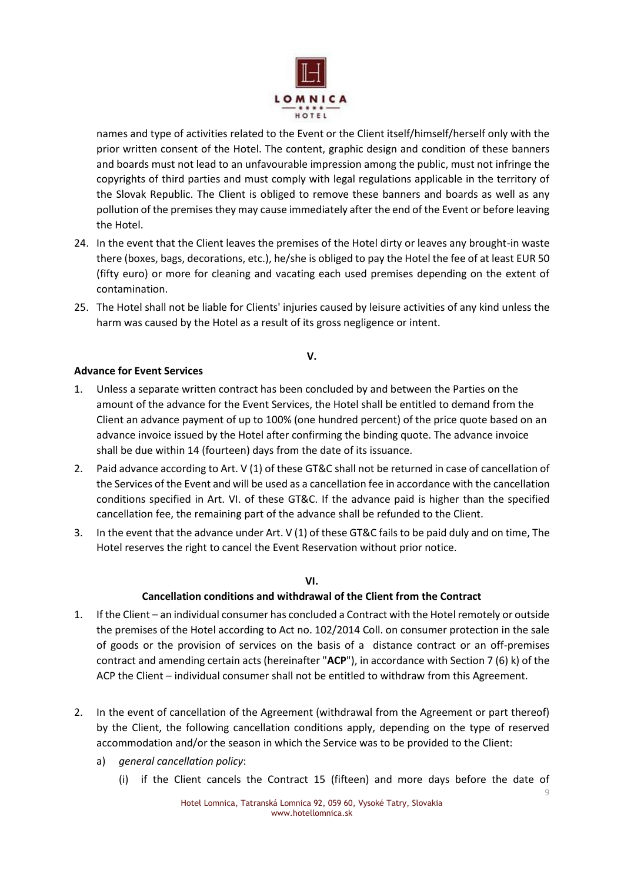names and type of activities related to the Event or the Client itself/himself/herself only with the prior written consent of the Hotel. The content, graphic design and condition of these banners and boards must not lead to an unfavourable impression among the public, must not infringe the copyrights of third parties and must comply with legal regulations applicable in the territory of the Slovak Republic. The Client is obliged to remove these banners and boards as well as any pollution of the premises they may cause immediately after the end of the Event or before leaving the Hotel.

24. In the event that the Client leaves the premises of the Hotel dirty or leaves any brought-in waste there (boxes, bags, decorations, etc.), he/she is obliged to pay the Hotel the fee of at least EUR 50 (fifty euro) or more for cleaning and vacating each used premises depending on the extent of contamination.
25. The Hotel shall not be liable for Clients' injuries caused by leisure activities of any kind unless the harm was caused by the Hotel as a result of its gross negligence or intent.

**V.**

**Advance for Event Services**

1. Unless a separate written contract has been concluded by and between the Parties on the amount of the advance for the Event Services, the Hotel shall be entitled to demand from the Client an advance payment of up to 100% (one hundred percent) of the price quote based on an advance invoice issued by the Hotel after confirming the binding quote. The advance invoice shall be due within 14 (fourteen) days from the date of its issuance.
2. Paid advance according to Art. V (1) of these GT&C shall not be returned in case of cancellation of the Services of the Event and will be used as a cancellation fee in accordance with the cancellation conditions specified in Art. VI. of these GT&C. If the advance paid is higher than the specified cancellation fee, the remaining part of the advance shall be refunded to the Client.
3. In the event that the advance under Art. V (1) of these GT&C fails to be paid duly and on time, The Hotel reserves the right to cancel the Event Reservation without prior notice.

**VI.**

**Cancellation conditions and withdrawal of the Client from the Contract**

1. If the Client – an individual consumer has concluded a Contract with the Hotel remotely or outside the premises of the Hotel according to Act no. 102/2014 Coll. on consumer protection in the sale of goods or the provision of services on the basis of a distance contract or an off-premises contract and amending certain acts (hereinafter "**ACP**"), in accordance with Section 7 (6) k) of the ACP the Client – individual consumer shall not be entitled to withdraw from this Agreement.

2. In the event of cancellation of the Agreement (withdrawal from the Agreement or part thereof) by the Client, the following cancellation conditions apply, depending on the type of reserved accommodation and/or the season in which the Service was to be provided to the Client:
   a) *general cancellation policy*:
      (i) if the Client cancels the Contract 15 (fifteen) and more days before the date of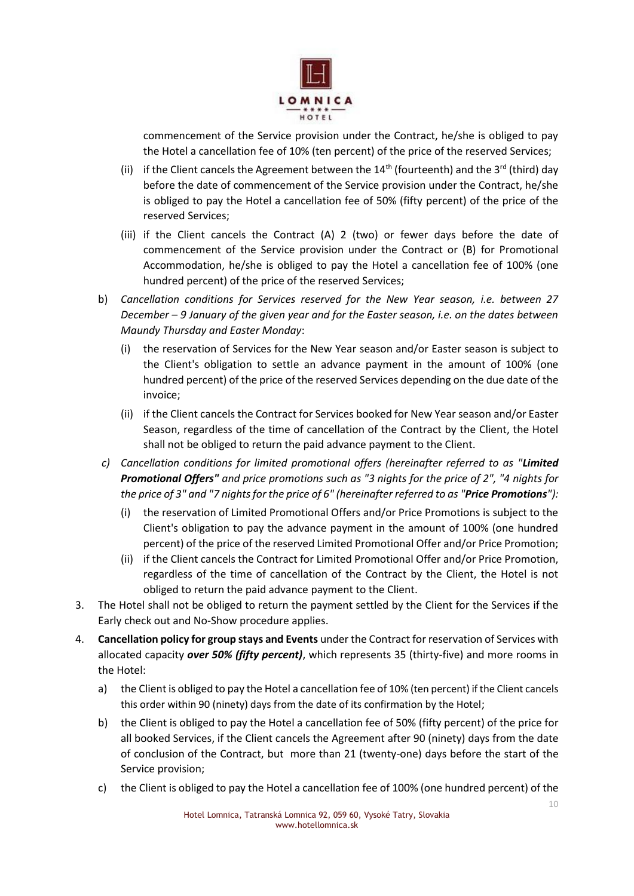commencement of the Service provision under the Contract, he/she is obliged to pay the Hotel a cancellation fee of 10% (ten percent) of the price of the reserved Services;

(ii) if the Client cancels the Agreement between the 14th (fourteenth) and the 3rd (third) day before the date of commencement of the Service provision under the Contract, he/she is obliged to pay the Hotel a cancellation fee of 50% (fifty percent) of the price of the reserved Services;

(iii) if the Client cancels the Contract (A) 2 (two) or fewer days before the date of commencement of the Service provision under the Contract or (B) for Promotional Accommodation, he/she is obliged to pay the Hotel a cancellation fee of 100% (one hundred percent) of the price of the reserved Services;

b) *Cancellation conditions for Services reserved for the New Year season, i.e. between 27 December – 9 January of the given year and for the Easter season, i.e. on the dates between Maundy Thursday and Easter Monday*:

   (i) the reservation of Services for the New Year season and/or Easter season is subject to the Client's obligation to settle an advance payment in the amount of 100% (one hundred percent) of the price of the reserved Services depending on the due date of the invoice;

   (ii) if the Client cancels the Contract for Services booked for New Year season and/or Easter Season, regardless of the time of cancellation of the Contract by the Client, the Hotel shall not be obliged to return the paid advance payment to the Client.

c) *Cancellation conditions for limited promotional offers (hereinafter referred to as "**Limited Promotional Offers"** and price promotions such as "3 nights for the price of 2", "4 nights for the price of 3" and "7 nights for the price of 6" (hereinafter referred to as "**Price Promotions**"):*

   (i) the reservation of Limited Promotional Offers and/or Price Promotions is subject to the Client's obligation to pay the advance payment in the amount of 100% (one hundred percent) of the price of the reserved Limited Promotional Offer and/or Price Promotion;

   (ii) if the Client cancels the Contract for Limited Promotional Offer and/or Price Promotion, regardless of the time of cancellation of the Contract by the Client, the Hotel is not obliged to return the paid advance payment to the Client.

3. The Hotel shall not be obliged to return the payment settled by the Client for the Services if the Early check out and No-Show procedure applies.

4. **Cancellation policy for group stays and Events** under the Contract for reservation of Services with allocated capacity ***over 50% (fifty percent)***, which represents 35 (thirty-five) and more rooms in the Hotel:

   a) the Client is obliged to pay the Hotel a cancellation fee of 10% (ten percent) if the Client cancels this order within 90 (ninety) days from the date of its confirmation by the Hotel;

   b) the Client is obliged to pay the Hotel a cancellation fee of 50% (fifty percent) of the price for all booked Services, if the Client cancels the Agreement after 90 (ninety) days from the date of conclusion of the Contract, but more than 21 (twenty-one) days before the start of the Service provision;

   c) the Client is obliged to pay the Hotel a cancellation fee of 100% (one hundred percent) of the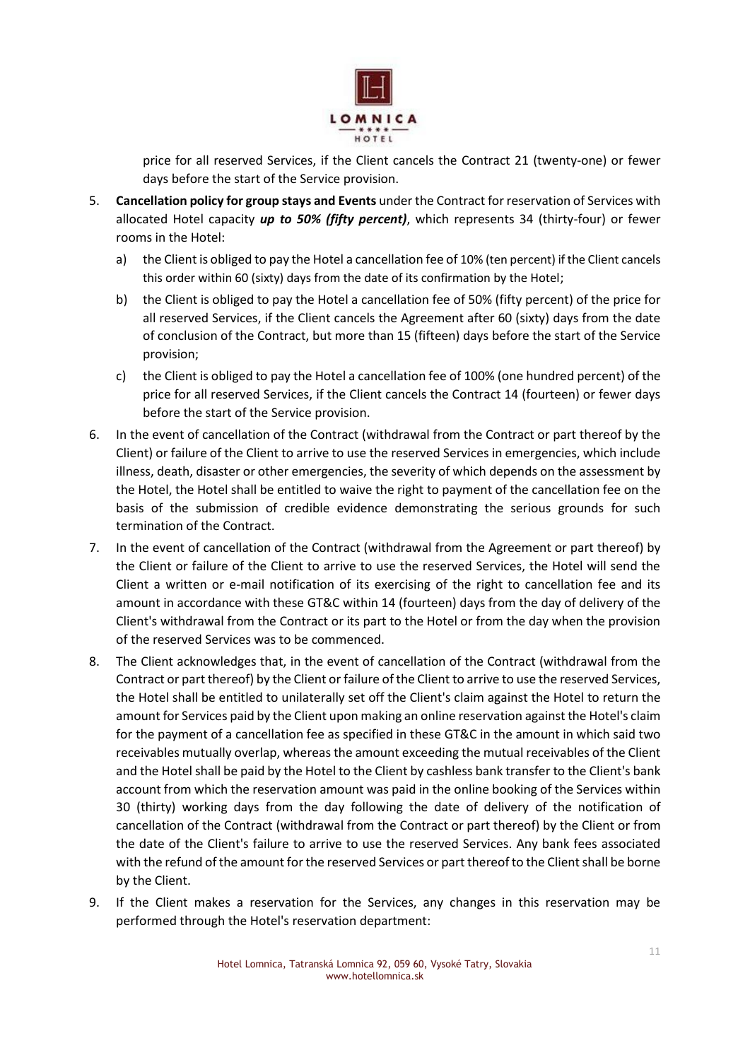price for all reserved Services, if the Client cancels the Contract 21 (twenty-one) or fewer days before the start of the Service provision.

5. **Cancellation policy for group stays and Events** under the Contract for reservation of Services with allocated Hotel capacity ***up to 50% (fifty percent)***, which represents 34 (thirty-four) or fewer rooms in the Hotel:
   a) the Client is obliged to pay the Hotel a cancellation fee of 10% (ten percent) if the Client cancels this order within 60 (sixty) days from the date of its confirmation by the Hotel;
   b) the Client is obliged to pay the Hotel a cancellation fee of 50% (fifty percent) of the price for all reserved Services, if the Client cancels the Agreement after 60 (sixty) days from the date of conclusion of the Contract, but more than 15 (fifteen) days before the start of the Service provision;
   c) the Client is obliged to pay the Hotel a cancellation fee of 100% (one hundred percent) of the price for all reserved Services, if the Client cancels the Contract 14 (fourteen) or fewer days before the start of the Service provision.
6. In the event of cancellation of the Contract (withdrawal from the Contract or part thereof by the Client) or failure of the Client to arrive to use the reserved Services in emergencies, which include illness, death, disaster or other emergencies, the severity of which depends on the assessment by the Hotel, the Hotel shall be entitled to waive the right to payment of the cancellation fee on the basis of the submission of credible evidence demonstrating the serious grounds for such termination of the Contract.
7. In the event of cancellation of the Contract (withdrawal from the Agreement or part thereof) by the Client or failure of the Client to arrive to use the reserved Services, the Hotel will send the Client a written or e-mail notification of its exercising of the right to cancellation fee and its amount in accordance with these GT&C within 14 (fourteen) days from the day of delivery of the Client's withdrawal from the Contract or its part to the Hotel or from the day when the provision of the reserved Services was to be commenced.
8. The Client acknowledges that, in the event of cancellation of the Contract (withdrawal from the Contract or part thereof) by the Client or failure of the Client to arrive to use the reserved Services, the Hotel shall be entitled to unilaterally set off the Client's claim against the Hotel to return the amount for Services paid by the Client upon making an online reservation against the Hotel's claim for the payment of a cancellation fee as specified in these GT&C in the amount in which said two receivables mutually overlap, whereas the amount exceeding the mutual receivables of the Client and the Hotel shall be paid by the Hotel to the Client by cashless bank transfer to the Client's bank account from which the reservation amount was paid in the online booking of the Services within 30 (thirty) working days from the day following the date of delivery of the notification of cancellation of the Contract (withdrawal from the Contract or part thereof) by the Client or from the date of the Client's failure to arrive to use the reserved Services. Any bank fees associated with the refund of the amount for the reserved Services or part thereof to the Client shall be borne by the Client.
9. If the Client makes a reservation for the Services, any changes in this reservation may be performed through the Hotel's reservation department: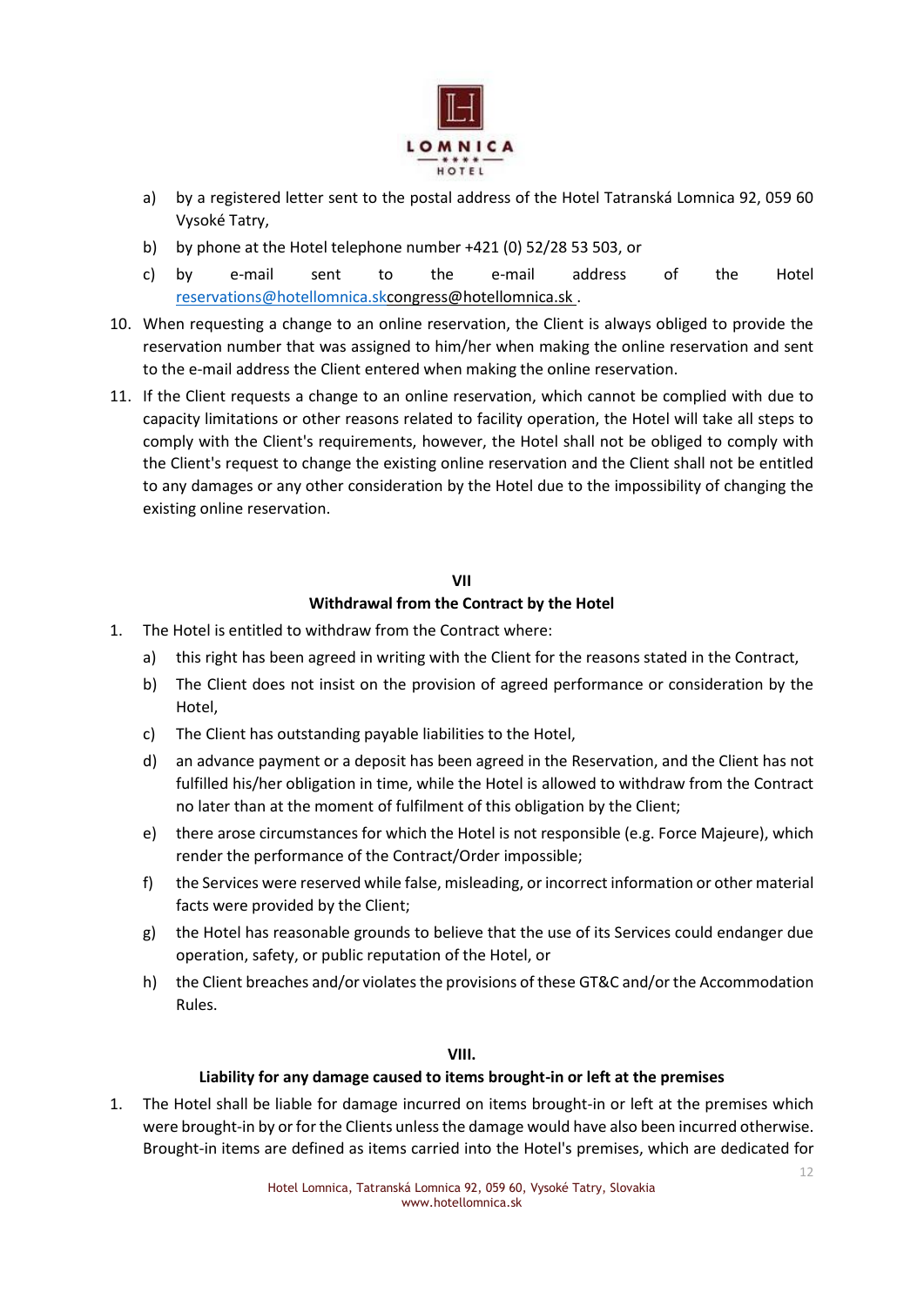a) by a registered letter sent to the postal address of the Hotel Tatranská Lomnica 92, 059 60 Vysoké Tatry,

b) by phone at the Hotel telephone number +421 (0) 52/28 53 503, or

c) by e-mail sent to the e-mail address of the Hotel reservations@hotellomnica.skcongress@hotellomnica.sk .

10. When requesting a change to an online reservation, the Client is always obliged to provide the reservation number that was assigned to him/her when making the online reservation and sent to the e-mail address the Client entered when making the online reservation.

11. If the Client requests a change to an online reservation, which cannot be complied with due to capacity limitations or other reasons related to facility operation, the Hotel will take all steps to comply with the Client's requirements, however, the Hotel shall not be obliged to comply with the Client's request to change the existing online reservation and the Client shall not be entitled to any damages or any other consideration by the Hotel due to the impossibility of changing the existing online reservation.

## VII
## Withdrawal from the Contract by the Hotel

1. The Hotel is entitled to withdraw from the Contract where:
   a) this right has been agreed in writing with the Client for the reasons stated in the Contract,
   b) The Client does not insist on the provision of agreed performance or consideration by the Hotel,
   c) The Client has outstanding payable liabilities to the Hotel,
   d) an advance payment or a deposit has been agreed in the Reservation, and the Client has not fulfilled his/her obligation in time, while the Hotel is allowed to withdraw from the Contract no later than at the moment of fulfilment of this obligation by the Client;
   e) there arose circumstances for which the Hotel is not responsible (e.g. Force Majeure), which render the performance of the Contract/Order impossible;
   f) the Services were reserved while false, misleading, or incorrect information or other material facts were provided by the Client;
   g) the Hotel has reasonable grounds to believe that the use of its Services could endanger due operation, safety, or public reputation of the Hotel, or
   h) the Client breaches and/or violates the provisions of these GT&C and/or the Accommodation Rules.

## VIII.
## Liability for any damage caused to items brought-in or left at the premises

1. The Hotel shall be liable for damage incurred on items brought-in or left at the premises which were brought-in by or for the Clients unless the damage would have also been incurred otherwise. Brought-in items are defined as items carried into the Hotel's premises, which are dedicated for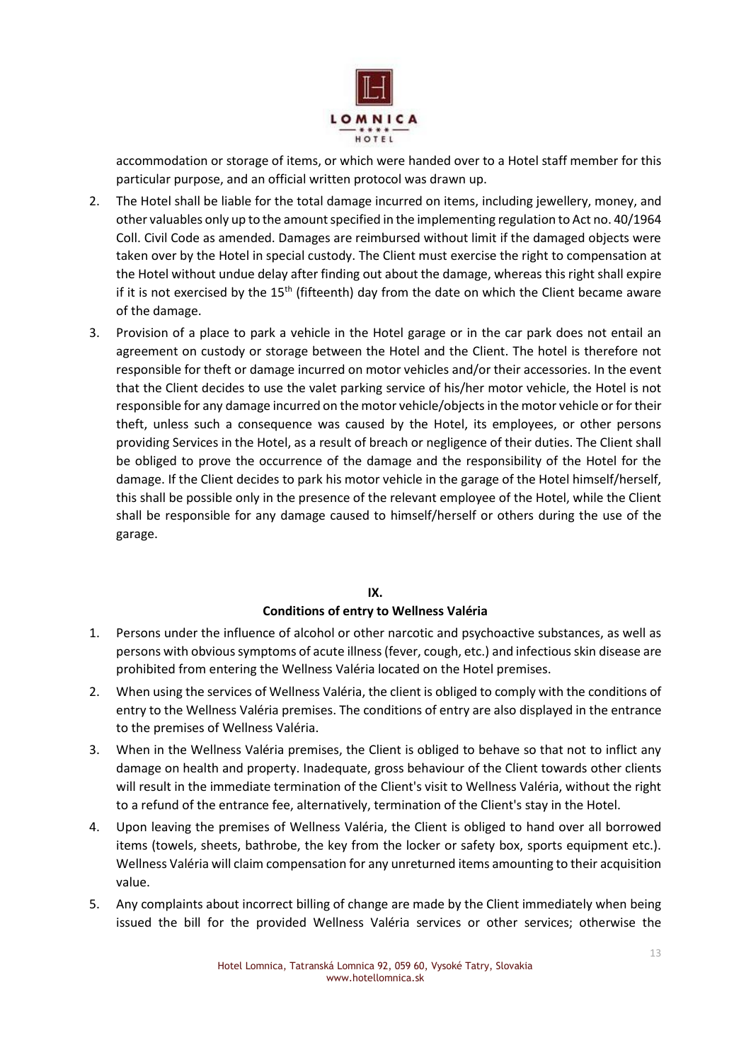accommodation or storage of items, or which were handed over to a Hotel staff member for this particular purpose, and an official written protocol was drawn up.

2. The Hotel shall be liable for the total damage incurred on items, including jewellery, money, and other valuables only up to the amount specified in the implementing regulation to Act no. 40/1964 Coll. Civil Code as amended. Damages are reimbursed without limit if the damaged objects were taken over by the Hotel in special custody. The Client must exercise the right to compensation at the Hotel without undue delay after finding out about the damage, whereas this right shall expire if it is not exercised by the 15th (fifteenth) day from the date on which the Client became aware of the damage.
3. Provision of a place to park a vehicle in the Hotel garage or in the car park does not entail an agreement on custody or storage between the Hotel and the Client. The hotel is therefore not responsible for theft or damage incurred on motor vehicles and/or their accessories. In the event that the Client decides to use the valet parking service of his/her motor vehicle, the Hotel is not responsible for any damage incurred on the motor vehicle/objects in the motor vehicle or for their theft, unless such a consequence was caused by the Hotel, its employees, or other persons providing Services in the Hotel, as a result of breach or negligence of their duties. The Client shall be obliged to prove the occurrence of the damage and the responsibility of the Hotel for the damage. If the Client decides to park his motor vehicle in the garage of the Hotel himself/herself, this shall be possible only in the presence of the relevant employee of the Hotel, while the Client shall be responsible for any damage caused to himself/herself or others during the use of the garage.

## IX.
## Conditions of entry to Wellness Valéria

1. Persons under the influence of alcohol or other narcotic and psychoactive substances, as well as persons with obvious symptoms of acute illness (fever, cough, etc.) and infectious skin disease are prohibited from entering the Wellness Valéria located on the Hotel premises.
2. When using the services of Wellness Valéria, the client is obliged to comply with the conditions of entry to the Wellness Valéria premises. The conditions of entry are also displayed in the entrance to the premises of Wellness Valéria.
3. When in the Wellness Valéria premises, the Client is obliged to behave so that not to inflict any damage on health and property. Inadequate, gross behaviour of the Client towards other clients will result in the immediate termination of the Client's visit to Wellness Valéria, without the right to a refund of the entrance fee, alternatively, termination of the Client's stay in the Hotel.
4. Upon leaving the premises of Wellness Valéria, the Client is obliged to hand over all borrowed items (towels, sheets, bathrobe, the key from the locker or safety box, sports equipment etc.). Wellness Valéria will claim compensation for any unreturned items amounting to their acquisition value.
5. Any complaints about incorrect billing of change are made by the Client immediately when being issued the bill for the provided Wellness Valéria services or other services; otherwise the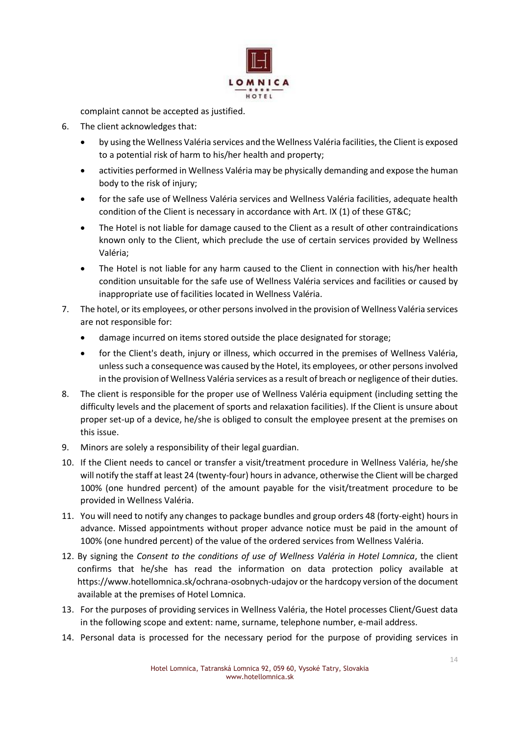complaint cannot be accepted as justified.

6. The client acknowledges that:
   - by using the Wellness Valéria services and the Wellness Valéria facilities, the Client is exposed to a potential risk of harm to his/her health and property;
   - activities performed in Wellness Valéria may be physically demanding and expose the human body to the risk of injury;
   - for the safe use of Wellness Valéria services and Wellness Valéria facilities, adequate health condition of the Client is necessary in accordance with Art. IX (1) of these GT&C;
   - The Hotel is not liable for damage caused to the Client as a result of other contraindications known only to the Client, which preclude the use of certain services provided by Wellness Valéria;
   - The Hotel is not liable for any harm caused to the Client in connection with his/her health condition unsuitable for the safe use of Wellness Valéria services and facilities or caused by inappropriate use of facilities located in Wellness Valéria.
7. The hotel, or its employees, or other persons involved in the provision of Wellness Valéria services are not responsible for:
   - damage incurred on items stored outside the place designated for storage;
   - for the Client's death, injury or illness, which occurred in the premises of Wellness Valéria, unless such a consequence was caused by the Hotel, its employees, or other persons involved in the provision of Wellness Valéria services as a result of breach or negligence of their duties.
8. The client is responsible for the proper use of Wellness Valéria equipment (including setting the difficulty levels and the placement of sports and relaxation facilities). If the Client is unsure about proper set-up of a device, he/she is obliged to consult the employee present at the premises on this issue.
9. Minors are solely a responsibility of their legal guardian.
10. If the Client needs to cancel or transfer a visit/treatment procedure in Wellness Valéria, he/she will notify the staff at least 24 (twenty-four) hours in advance, otherwise the Client will be charged 100% (one hundred percent) of the amount payable for the visit/treatment procedure to be provided in Wellness Valéria.
11. You will need to notify any changes to package bundles and group orders 48 (forty-eight) hours in advance. Missed appointments without proper advance notice must be paid in the amount of 100% (one hundred percent) of the value of the ordered services from Wellness Valéria.
12. By signing the *Consent to the conditions of use of Wellness Valéria in Hotel Lomnica*, the client confirms that he/she has read the information on data protection policy available at https://www.hotellomnica.sk/ochrana-osobnych-udajov or the hardcopy version of the document available at the premises of Hotel Lomnica.
13. For the purposes of providing services in Wellness Valéria, the Hotel processes Client/Guest data in the following scope and extent: name, surname, telephone number, e-mail address.
14. Personal data is processed for the necessary period for the purpose of providing services in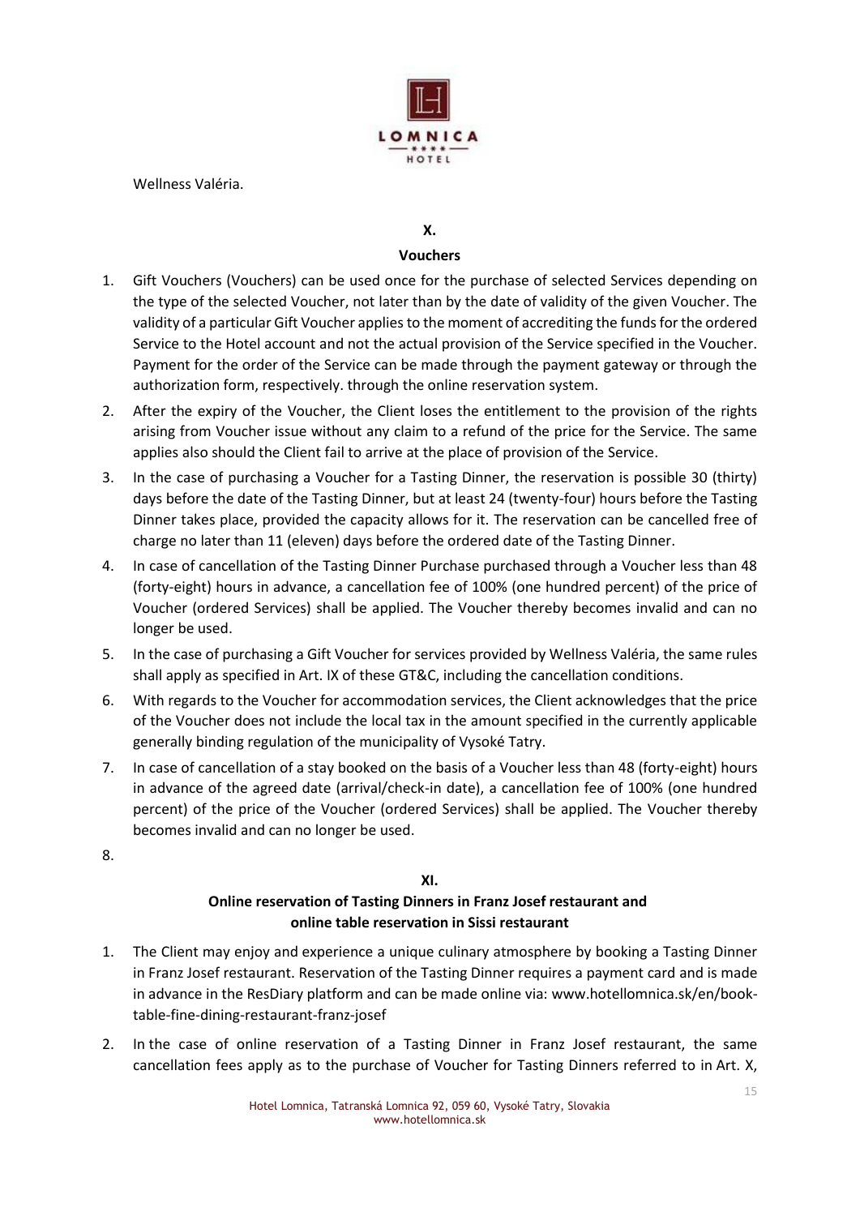Wellness Valéria.

## X.
## Vouchers

1. Gift Vouchers (Vouchers) can be used once for the purchase of selected Services depending on the type of the selected Voucher, not later than by the date of validity of the given Voucher. The validity of a particular Gift Voucher applies to the moment of accrediting the funds for the ordered Service to the Hotel account and not the actual provision of the Service specified in the Voucher. Payment for the order of the Service can be made through the payment gateway or through the authorization form, respectively. through the online reservation system.
2. After the expiry of the Voucher, the Client loses the entitlement to the provision of the rights arising from Voucher issue without any claim to a refund of the price for the Service. The same applies also should the Client fail to arrive at the place of provision of the Service.
3. In the case of purchasing a Voucher for a Tasting Dinner, the reservation is possible 30 (thirty) days before the date of the Tasting Dinner, but at least 24 (twenty-four) hours before the Tasting Dinner takes place, provided the capacity allows for it. The reservation can be cancelled free of charge no later than 11 (eleven) days before the ordered date of the Tasting Dinner.
4. In case of cancellation of the Tasting Dinner Purchase purchased through a Voucher less than 48 (forty-eight) hours in advance, a cancellation fee of 100% (one hundred percent) of the price of Voucher (ordered Services) shall be applied. The Voucher thereby becomes invalid and can no longer be used.
5. In the case of purchasing a Gift Voucher for services provided by Wellness Valéria, the same rules shall apply as specified in Art. IX of these GT&C, including the cancellation conditions.
6. With regards to the Voucher for accommodation services, the Client acknowledges that the price of the Voucher does not include the local tax in the amount specified in the currently applicable generally binding regulation of the municipality of Vysoké Tatry.
7. In case of cancellation of a stay booked on the basis of a Voucher less than 48 (forty-eight) hours in advance of the agreed date (arrival/check-in date), a cancellation fee of 100% (one hundred percent) of the price of the Voucher (ordered Services) shall be applied. The Voucher thereby becomes invalid and can no longer be used.
8.

## XI.
## Online reservation of Tasting Dinners in Franz Josef restaurant and online table reservation in Sissi restaurant

1. The Client may enjoy and experience a unique culinary atmosphere by booking a Tasting Dinner in Franz Josef restaurant. Reservation of the Tasting Dinner requires a payment card and is made in advance in the ResDiary platform and can be made online via: www.hotellomnica.sk/en/book-table-fine-dining-restaurant-franz-josef
2. In the case of online reservation of a Tasting Dinner in Franz Josef restaurant, the same cancellation fees apply as to the purchase of Voucher for Tasting Dinners referred to in Art. X,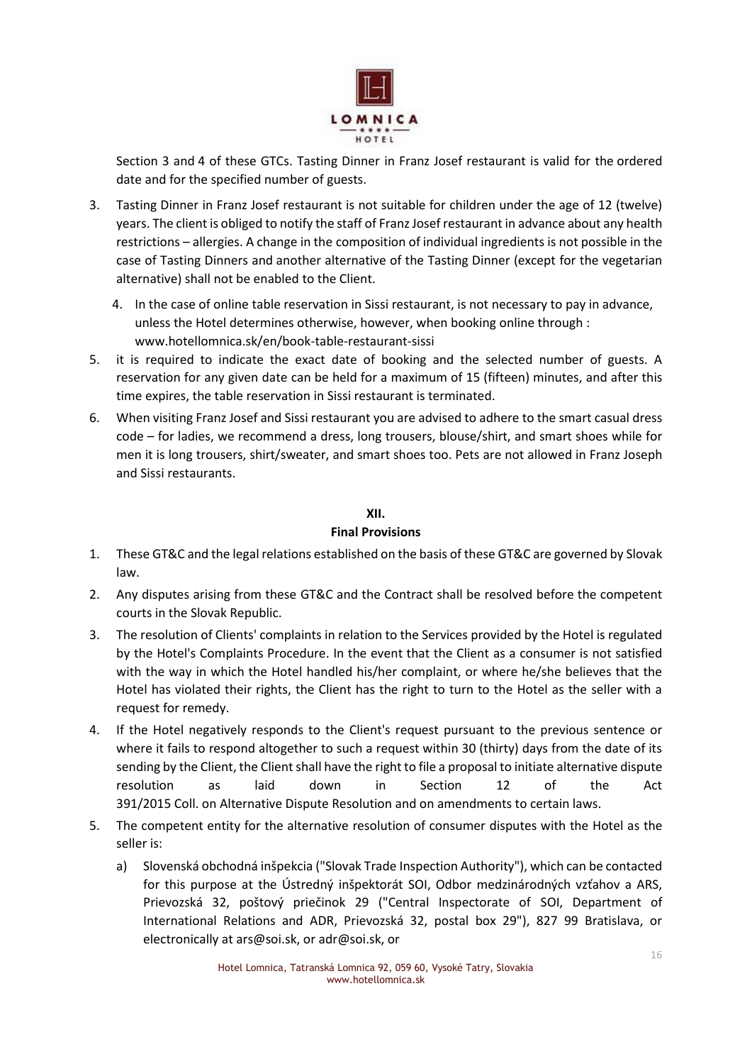Section 3 and 4 of these GTCs. Tasting Dinner in Franz Josef restaurant is valid for the ordered date and for the specified number of guests.

3. Tasting Dinner in Franz Josef restaurant is not suitable for children under the age of 12 (twelve) years. The client is obliged to notify the staff of Franz Josef restaurant in advance about any health restrictions – allergies. A change in the composition of individual ingredients is not possible in the case of Tasting Dinners and another alternative of the Tasting Dinner (except for the vegetarian alternative) shall not be enabled to the Client.
4. In the case of online table reservation in Sissi restaurant, is not necessary to pay in advance, unless the Hotel determines otherwise, however, when booking online through : www.hotellomnica.sk/en/book-table-restaurant-sissi
5. it is required to indicate the exact date of booking and the selected number of guests. A reservation for any given date can be held for a maximum of 15 (fifteen) minutes, and after this time expires, the table reservation in Sissi restaurant is terminated.
6. When visiting Franz Josef and Sissi restaurant you are advised to adhere to the smart casual dress code – for ladies, we recommend a dress, long trousers, blouse/shirt, and smart shoes while for men it is long trousers, shirt/sweater, and smart shoes too. Pets are not allowed in Franz Joseph and Sissi restaurants.

## XII.
## Final Provisions

1. These GT&C and the legal relations established on the basis of these GT&C are governed by Slovak law.
2. Any disputes arising from these GT&C and the Contract shall be resolved before the competent courts in the Slovak Republic.
3. The resolution of Clients' complaints in relation to the Services provided by the Hotel is regulated by the Hotel's Complaints Procedure. In the event that the Client as a consumer is not satisfied with the way in which the Hotel handled his/her complaint, or where he/she believes that the Hotel has violated their rights, the Client has the right to turn to the Hotel as the seller with a request for remedy.
4. If the Hotel negatively responds to the Client's request pursuant to the previous sentence or where it fails to respond altogether to such a request within 30 (thirty) days from the date of its sending by the Client, the Client shall have the right to file a proposal to initiate alternative dispute resolution as laid down in Section 12 of the Act 391/2015 Coll. on Alternative Dispute Resolution and on amendments to certain laws.
5. The competent entity for the alternative resolution of consumer disputes with the Hotel as the seller is:
   a) Slovenská obchodná inšpekcia ("Slovak Trade Inspection Authority"), which can be contacted for this purpose at the Ústredný inšpektorát SOI, Odbor medzinárodných vzťahov a ARS, Prievozská 32, poštový priečinok 29 ("Central Inspectorate of SOI, Department of International Relations and ADR, Prievozská 32, postal box 29"), 827 99 Bratislava, or electronically at ars@soi.sk, or adr@soi.sk, or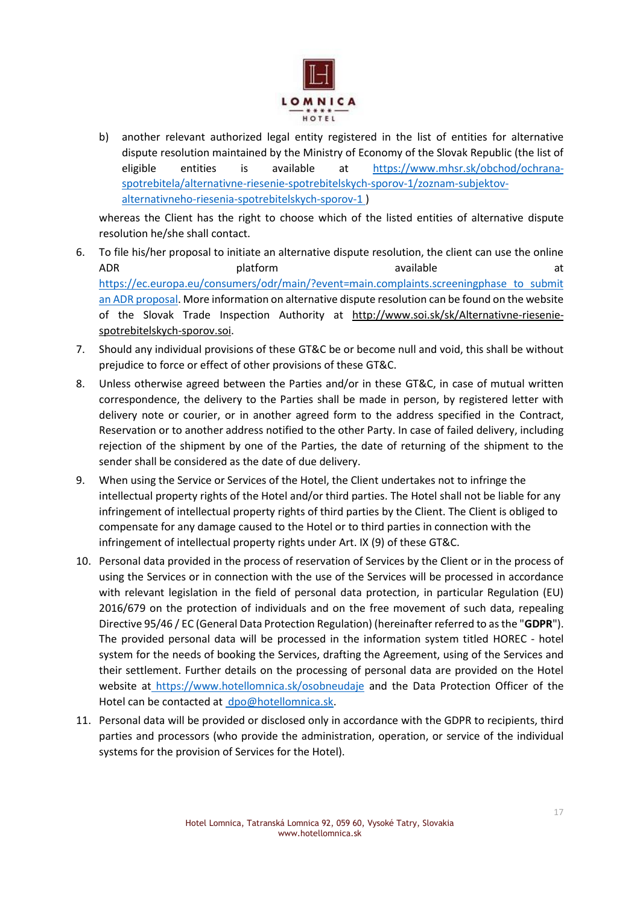b) another relevant authorized legal entity registered in the list of entities for alternative dispute resolution maintained by the Ministry of Economy of the Slovak Republic (the list of eligible entities is available at https://www.mhsr.sk/obchod/ochrana-spotrebitela/alternativne-riesenie-spotrebitelskych-sporov-1/zoznam-subjektov-alternativneho-riesenia-spotrebitelskych-sporov-1 )

whereas the Client has the right to choose which of the listed entities of alternative dispute resolution he/she shall contact.

6. To file his/her proposal to initiate an alternative dispute resolution, the client can use the online ADR platform available at https://ec.europa.eu/consumers/odr/main/?event=main.complaints.screeningphase to submit an ADR proposal. More information on alternative dispute resolution can be found on the website of the Slovak Trade Inspection Authority at http://www.soi.sk/sk/Alternativne-riesenie-spotrebitelskych-sporov.soi.
7. Should any individual provisions of these GT&C be or become null and void, this shall be without prejudice to force or effect of other provisions of these GT&C.
8. Unless otherwise agreed between the Parties and/or in these GT&C, in case of mutual written correspondence, the delivery to the Parties shall be made in person, by registered letter with delivery note or courier, or in another agreed form to the address specified in the Contract, Reservation or to another address notified to the other Party. In case of failed delivery, including rejection of the shipment by one of the Parties, the date of returning of the shipment to the sender shall be considered as the date of due delivery.
9. When using the Service or Services of the Hotel, the Client undertakes not to infringe the intellectual property rights of the Hotel and/or third parties. The Hotel shall not be liable for any infringement of intellectual property rights of third parties by the Client. The Client is obliged to compensate for any damage caused to the Hotel or to third parties in connection with the infringement of intellectual property rights under Art. IX (9) of these GT&C.
10. Personal data provided in the process of reservation of Services by the Client or in the process of using the Services or in connection with the use of the Services will be processed in accordance with relevant legislation in the field of personal data protection, in particular Regulation (EU) 2016/679 on the protection of individuals and on the free movement of such data, repealing Directive 95/46 / EC (General Data Protection Regulation) (hereinafter referred to as the "**GDPR**"). The provided personal data will be processed in the information system titled HOREC - hotel system for the needs of booking the Services, drafting the Agreement, using of the Services and their settlement. Further details on the processing of personal data are provided on the Hotel website at https://www.hotellomnica.sk/osobneudaje and the Data Protection Officer of the Hotel can be contacted at dpo@hotellomnica.sk.
11. Personal data will be provided or disclosed only in accordance with the GDPR to recipients, third parties and processors (who provide the administration, operation, or service of the individual systems for the provision of Services for the Hotel).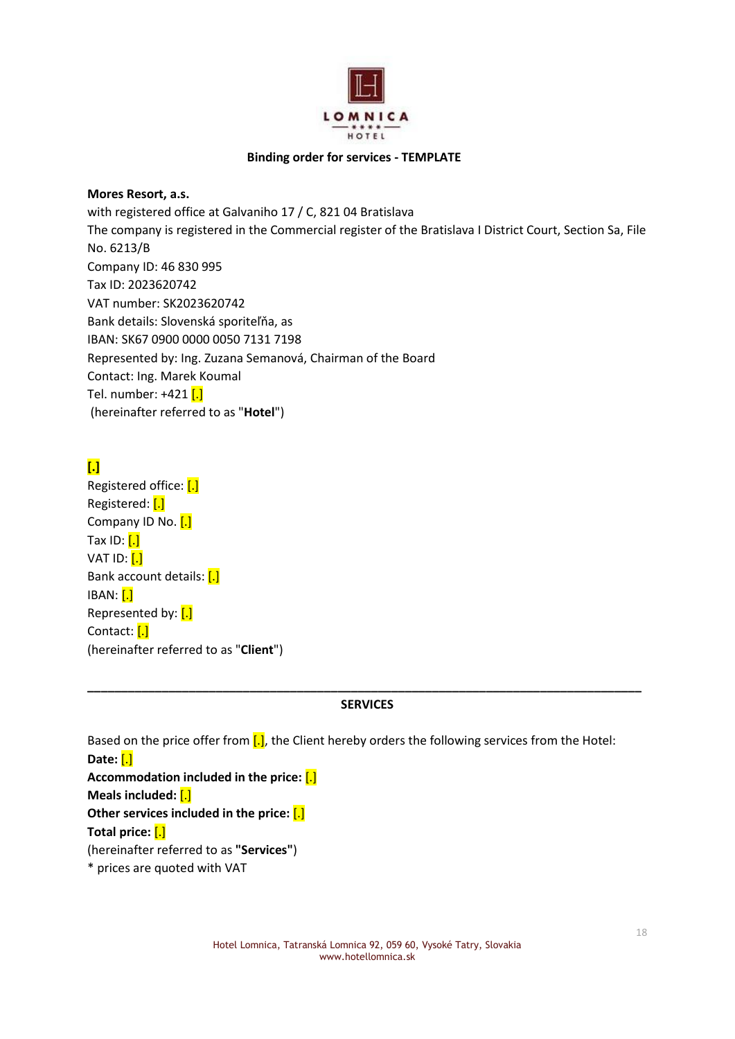**Binding order for services - TEMPLATE**

**Mores Resort, a.s.**
with registered office at Galvaniho 17 / C, 821 04 Bratislava
The company is registered in the Commercial register of the Bratislava I District Court, Section Sa, File No. 6213/B
Company ID: 46 830 995
Tax ID: 2023620742
VAT number: SK2023620742
Bank details: Slovenská sporiteľňa, as
IBAN: SK67 0900 0000 0050 7131 7198
Represented by: Ing. Zuzana Semanová, Chairman of the Board
Contact: Ing. Marek Koumal
Tel. number: +421 [.]
(hereinafter referred to as "**Hotel**")

**[.]**
Registered office: [.]
Registered: [.]
Company ID No. [.]
Tax ID: [.]
VAT ID: [.]
Bank account details: [.]
IBAN: [.]
Represented by: [.]
Contact: [.]
(hereinafter referred to as "**Client**")

---

**SERVICES**

Based on the price offer from [.], the Client hereby orders the following services from the Hotel:
**Date:** [.]
**Accommodation included in the price:** [.]
**Meals included:** [.]
**Other services included in the price:** [.]
**Total price:** [.]
(hereinafter referred to as **"Services"**)
* prices are quoted with VAT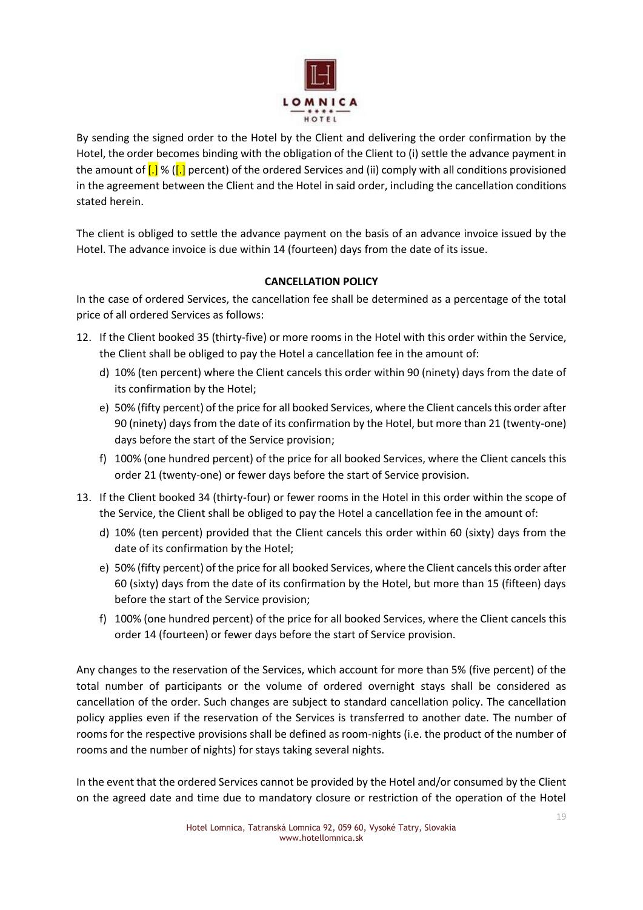By sending the signed order to the Hotel by the Client and delivering the order confirmation by the Hotel, the order becomes binding with the obligation of the Client to (i) settle the advance payment in the amount of [.] % ([.] percent) of the ordered Services and (ii) comply with all conditions provisioned in the agreement between the Client and the Hotel in said order, including the cancellation conditions stated herein.

The client is obliged to settle the advance payment on the basis of an advance invoice issued by the Hotel. The advance invoice is due within 14 (fourteen) days from the date of its issue.

**CANCELLATION POLICY**

In the case of ordered Services, the cancellation fee shall be determined as a percentage of the total price of all ordered Services as follows:

12. If the Client booked 35 (thirty-five) or more rooms in the Hotel with this order within the Service, the Client shall be obliged to pay the Hotel a cancellation fee in the amount of:
    d) 10% (ten percent) where the Client cancels this order within 90 (ninety) days from the date of its confirmation by the Hotel;
    e) 50% (fifty percent) of the price for all booked Services, where the Client cancels this order after 90 (ninety) days from the date of its confirmation by the Hotel, but more than 21 (twenty-one) days before the start of the Service provision;
    f) 100% (one hundred percent) of the price for all booked Services, where the Client cancels this order 21 (twenty-one) or fewer days before the start of Service provision.
13. If the Client booked 34 (thirty-four) or fewer rooms in the Hotel in this order within the scope of the Service, the Client shall be obliged to pay the Hotel a cancellation fee in the amount of:
    d) 10% (ten percent) provided that the Client cancels this order within 60 (sixty) days from the date of its confirmation by the Hotel;
    e) 50% (fifty percent) of the price for all booked Services, where the Client cancels this order after 60 (sixty) days from the date of its confirmation by the Hotel, but more than 15 (fifteen) days before the start of the Service provision;
    f) 100% (one hundred percent) of the price for all booked Services, where the Client cancels this order 14 (fourteen) or fewer days before the start of Service provision.

Any changes to the reservation of the Services, which account for more than 5% (five percent) of the total number of participants or the volume of ordered overnight stays shall be considered as cancellation of the order. Such changes are subject to standard cancellation policy. The cancellation policy applies even if the reservation of the Services is transferred to another date. The number of rooms for the respective provisions shall be defined as room-nights (i.e. the product of the number of rooms and the number of nights) for stays taking several nights.

In the event that the ordered Services cannot be provided by the Hotel and/or consumed by the Client on the agreed date and time due to mandatory closure or restriction of the operation of the Hotel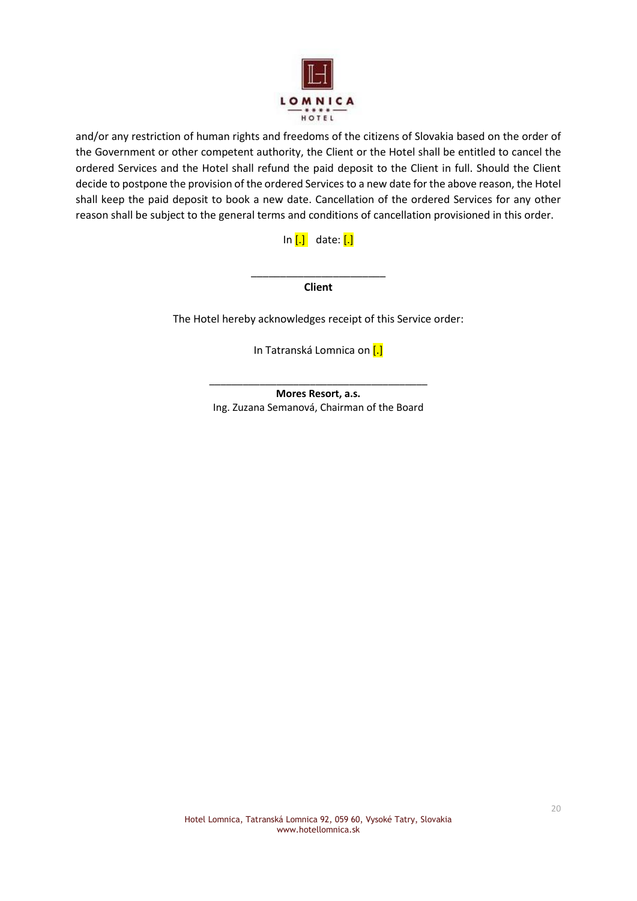and/or any restriction of human rights and freedoms of the citizens of Slovakia based on the order of the Government or other competent authority, the Client or the Hotel shall be entitled to cancel the ordered Services and the Hotel shall refund the paid deposit to the Client in full. Should the Client decide to postpone the provision of the ordered Services to a new date for the above reason, the Hotel shall keep the paid deposit to book a new date. Cancellation of the ordered Services for any other reason shall be subject to the general terms and conditions of cancellation provisioned in this order.

In [.] date: [.]

_______________________

**Client**

The Hotel hereby acknowledges receipt of this Service order:

In Tatranská Lomnica on [.]

_____________________________________

**Mores Resort, a.s.**

Ing. Zuzana Semanová, Chairman of the Board